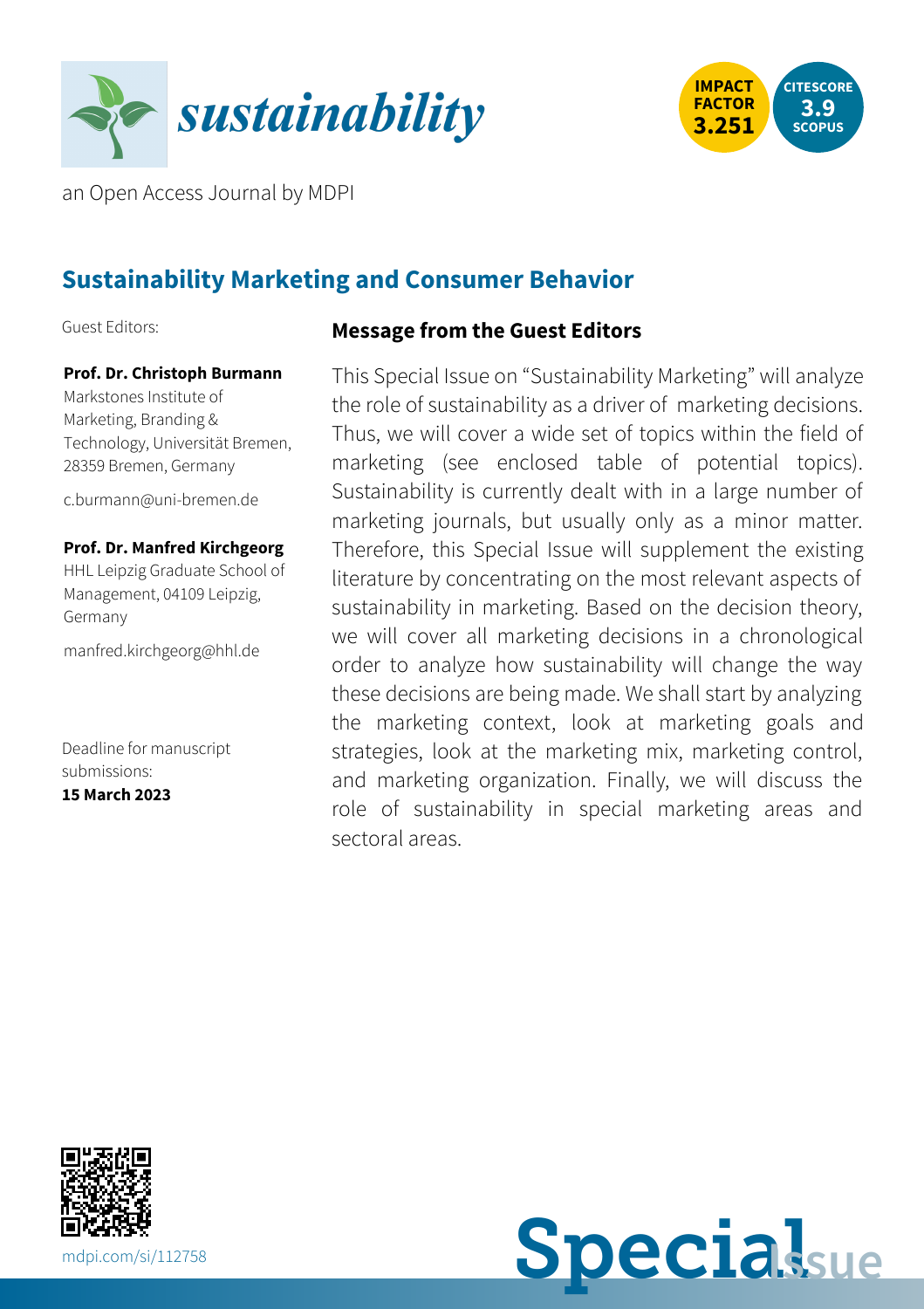# sustainability

an Open Access Journal by MDPI

IMPACT FACTOR 3.251

CITESCORE 3.9 SCOPUS

## Sustainability Marketing and Consumer Behavior

Guest Editors:

**Prof. Dr. Christoph Burmann**
Markstones Institute of Marketing, Branding & Technology, Universität Bremen, 28359 Bremen, Germany

c.burmann@uni-bremen.de

**Prof. Dr. Manfred Kirchgeorg**
HHL Leipzig Graduate School of Management, 04109 Leipzig, Germany

manfred.kirchgeorg@hhl.de

Deadline for manuscript submissions:
**15 March 2023**

### Message from the Guest Editors

This Special Issue on "Sustainability Marketing" will analyze the role of sustainability as a driver of marketing decisions. Thus, we will cover a wide set of topics within the field of marketing (see enclosed table of potential topics). Sustainability is currently dealt with in a large number of marketing journals, but usually only as a minor matter. Therefore, this Special Issue will supplement the existing literature by concentrating on the most relevant aspects of sustainability in marketing. Based on the decision theory, we will cover all marketing decisions in a chronological order to analyze how sustainability will change the way these decisions are being made. We shall start by analyzing the marketing context, look at marketing goals and strategies, look at the marketing mix, marketing control, and marketing organization. Finally, we will discuss the role of sustainability in special marketing areas and sectoral areas.

mdpi.com/si/112758

Special Issue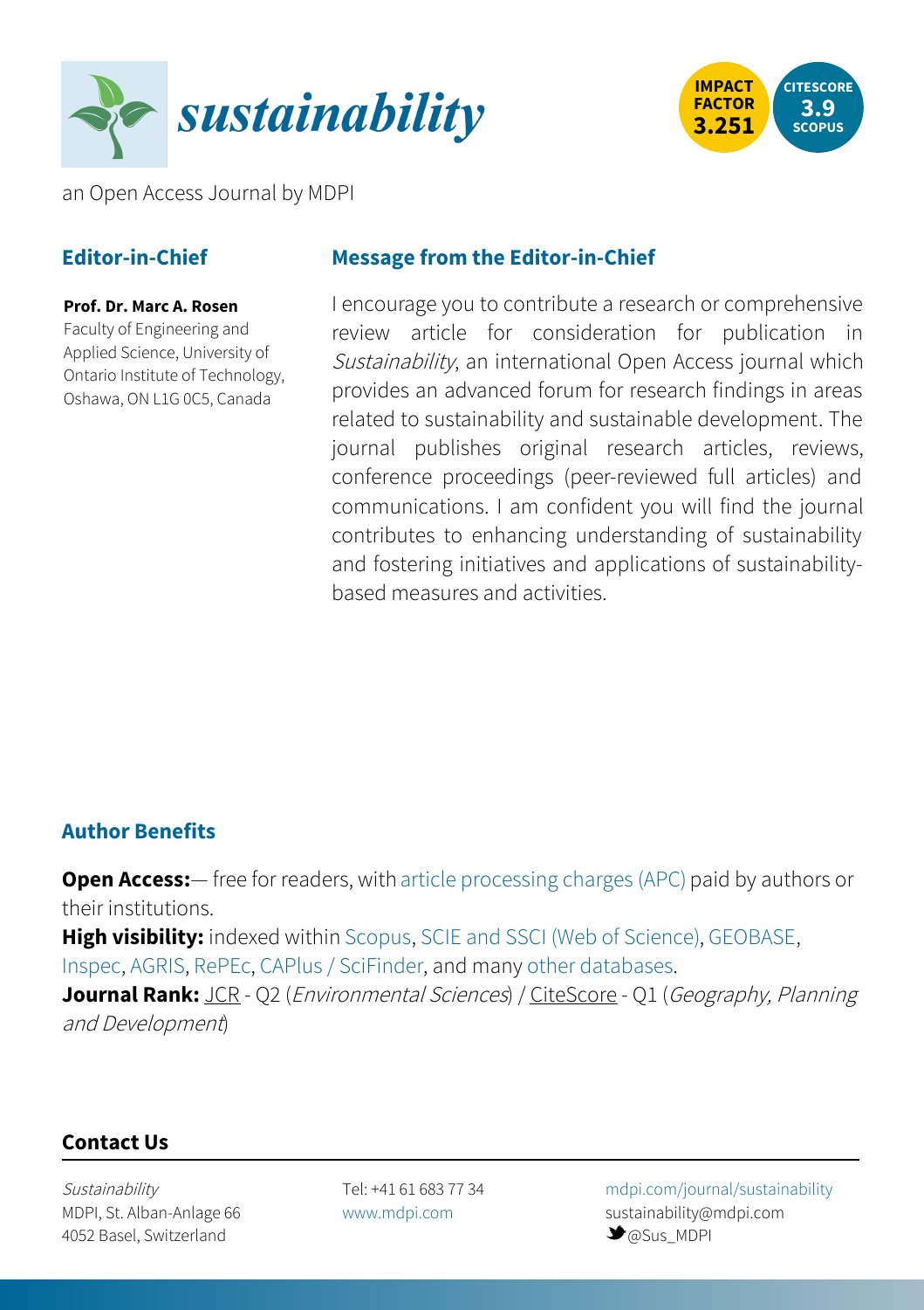# sustainability

IMPACT FACTOR 3.251

CITESCORE 3.9 SCOPUS

an Open Access Journal by MDPI

## Editor-in-Chief

**Prof. Dr. Marc A. Rosen**
Faculty of Engineering and Applied Science, University of Ontario Institute of Technology, Oshawa, ON L1G 0C5, Canada

## Message from the Editor-in-Chief

I encourage you to contribute a research or comprehensive review article for consideration for publication in *Sustainability*, an international Open Access journal which provides an advanced forum for research findings in areas related to sustainability and sustainable development. The journal publishes original research articles, reviews, conference proceedings (peer-reviewed full articles) and communications. I am confident you will find the journal contributes to enhancing understanding of sustainability and fostering initiatives and applications of sustainability-based measures and activities.

## Author Benefits

**Open Access:**— free for readers, with article processing charges (APC) paid by authors or their institutions.
**High visibility:** indexed within Scopus, SCIE and SSCI (Web of Science), GEOBASE, Inspec, AGRIS, RePEc, CAPlus / SciFinder, and many other databases.
**Journal Rank:** JCR - Q2 (*Environmental Sciences*) / CiteScore - Q1 (*Geography, Planning and Development*)

## Contact Us

*Sustainability*
MDPI, St. Alban-Anlage 66
4052 Basel, Switzerland

Tel: +41 61 683 77 34
www.mdpi.com

mdpi.com/journal/sustainability
sustainability@mdpi.com
@Sus_MDPI